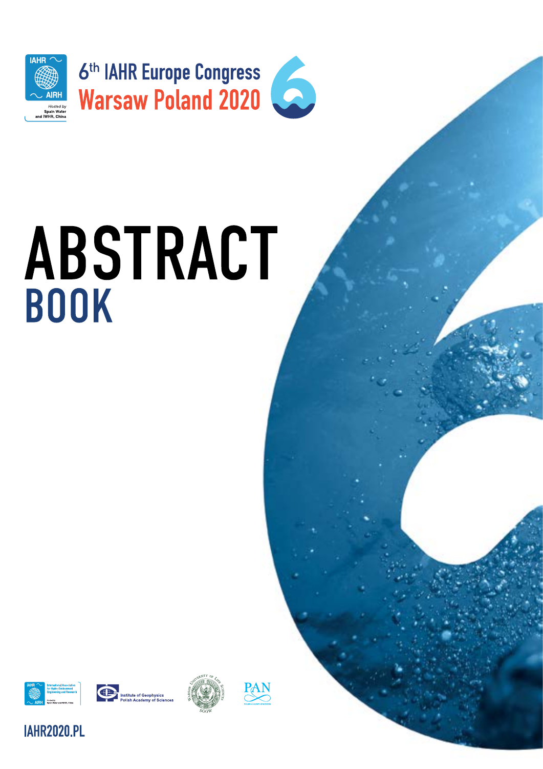IAHR AIRH

*Hosted by*
Spain Water
and IWHR, China

6th IAHR Europe Congress
Warsaw Poland 2020

# ABSTRACT
## BOOK

International Association for Hydro-Environment Engineering and Research

Institute of Geophysics
Polish Academy of Sciences

Warsaw University of Life Sciences
SGGW

PAN

IAHR2020.PL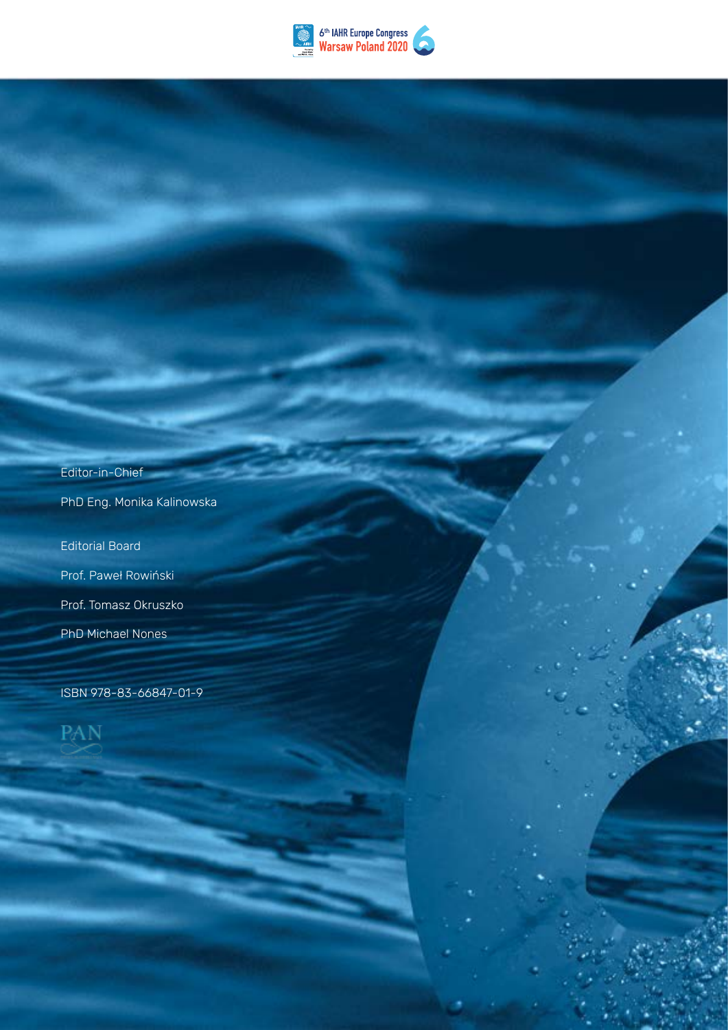Editor-in-Chief

PhD Eng. Monika Kalinowska

Editorial Board

Prof. Paweł Rowiński

Prof. Tomasz Okruszko

PhD Michael Nones

ISBN 978-83-66847-01-9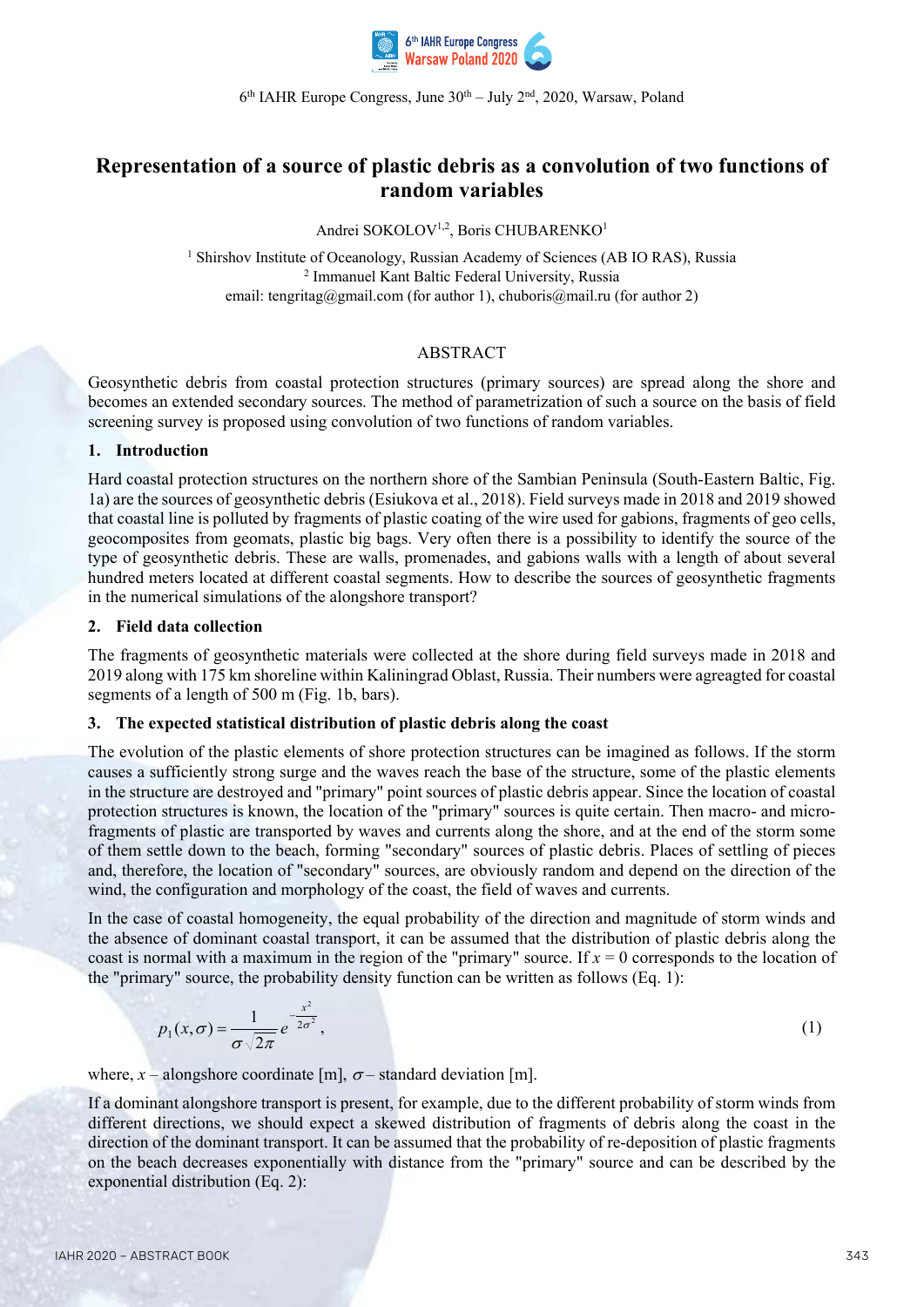# Representation of a source of plastic debris as a convolution of two functions of random variables

Andrei SOKOLOV[1,2], Boris CHUBARENKO[1]

[1] Shirshov Institute of Oceanology, Russian Academy of Sciences (AB IO RAS), Russia
[2] Immanuel Kant Baltic Federal University, Russia
email: tengritag@gmail.com (for author 1), chuboris@mail.ru (for author 2)

## ABSTRACT

Geosynthetic debris from coastal protection structures (primary sources) are spread along the shore and becomes an extended secondary sources. The method of parametrization of such a source on the basis of field screening survey is proposed using convolution of two functions of random variables.

### 1. Introduction

Hard coastal protection structures on the northern shore of the Sambian Peninsula (South-Eastern Baltic, Fig. 1a) are the sources of geosynthetic debris (Esiukova et al., 2018). Field surveys made in 2018 and 2019 showed that coastal line is polluted by fragments of plastic coating of the wire used for gabions, fragments of geo cells, geocomposites from geomats, plastic big bags. Very often there is a possibility to identify the source of the type of geosynthetic debris. These are walls, promenades, and gabions walls with a length of about several hundred meters located at different coastal segments. How to describe the sources of geosynthetic fragments in the numerical simulations of the alongshore transport?

### 2. Field data collection

The fragments of geosynthetic materials were collected at the shore during field surveys made in 2018 and 2019 along with 175 km shoreline within Kaliningrad Oblast, Russia. Their numbers were agreagted for coastal segments of a length of 500 m (Fig. 1b, bars).

### 3. The expected statistical distribution of plastic debris along the coast

The evolution of the plastic elements of shore protection structures can be imagined as follows. If the storm causes a sufficiently strong surge and the waves reach the base of the structure, some of the plastic elements in the structure are destroyed and "primary" point sources of plastic debris appear. Since the location of coastal protection structures is known, the location of the "primary" sources is quite certain. Then macro- and micro-fragments of plastic are transported by waves and currents along the shore, and at the end of the storm some of them settle down to the beach, forming "secondary" sources of plastic debris. Places of settling of pieces and, therefore, the location of "secondary" sources, are obviously random and depend on the direction of the wind, the configuration and morphology of the coast, the field of waves and currents.

In the case of coastal homogeneity, the equal probability of the direction and magnitude of storm winds and the absence of dominant coastal transport, it can be assumed that the distribution of plastic debris along the coast is normal with a maximum in the region of the "primary" source. If $x = 0$ corresponds to the location of the "primary" source, the probability density function can be written as follows (Eq. 1):

$$p_1(x,\sigma) = \frac{1}{\sigma\sqrt{2\pi}} e^{-\frac{x^2}{2\sigma^2}}, \tag{1}$$

where, $x$ – alongshore coordinate [m], $\sigma$ – standard deviation [m].

If a dominant alongshore transport is present, for example, due to the different probability of storm winds from different directions, we should expect a skewed distribution of fragments of debris along the coast in the direction of the dominant transport. It can be assumed that the probability of re-deposition of plastic fragments on the beach decreases exponentially with distance from the "primary" source and can be described by the exponential distribution (Eq. 2):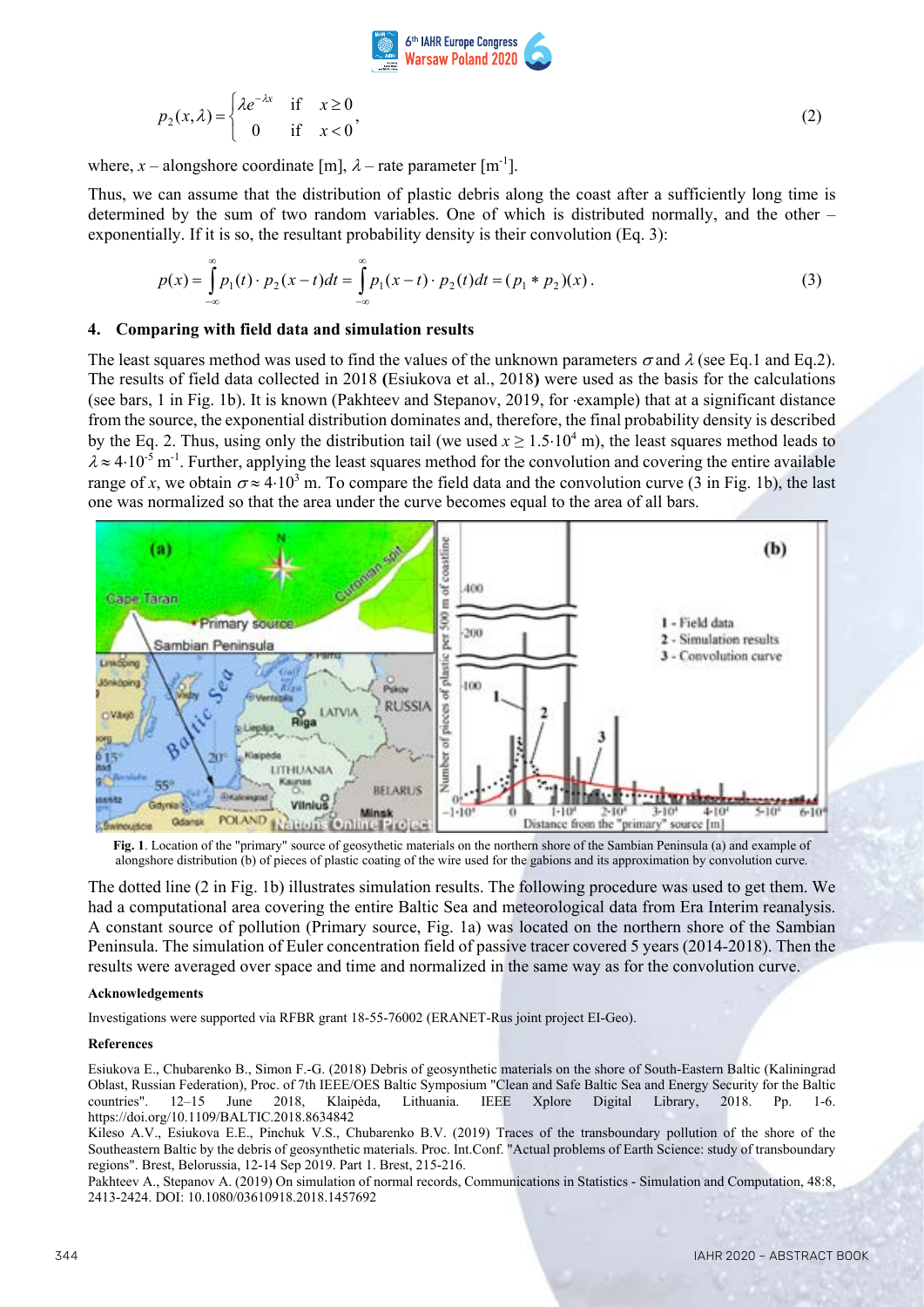$$p_2(x,\lambda) = \begin{cases} \lambda e^{-\lambda x} & \text{if} \quad x \geq 0 \\ 0 & \text{if} \quad x < 0 \end{cases}, \tag{2}$$

where, $x$ – alongshore coordinate [m], $\lambda$ – rate parameter [m$^{-1}$].

Thus, we can assume that the distribution of plastic debris along the coast after a sufficiently long time is determined by the sum of two random variables. One of which is distributed normally, and the other – exponentially. If it is so, the resultant probability density is their convolution (Eq. 3):

$$p(x) = \int_{-\infty}^{\infty} p_1(t) \cdot p_2(x-t)dt = \int_{-\infty}^{\infty} p_1(x-t) \cdot p_2(t)dt = (p_1 * p_2)(x). \tag{3}$$

## 4. Comparing with field data and simulation results

The least squares method was used to find the values of the unknown parameters $\sigma$ and $\lambda$ (see Eq.1 and Eq.2). The results of field data collected in 2018 **(**Esiukova et al., 2018**)** were used as the basis for the calculations (see bars, 1 in Fig. 1b). It is known (Pakhteev and Stepanov, 2019, for ·example) that at a significant distance from the source, the exponential distribution dominates and, therefore, the final probability density is described by the Eq. 2. Thus, using only the distribution tail (we used $x \geq 1.5 \cdot 10^4$ m), the least squares method leads to $\lambda \approx 4 \cdot 10^{-5}$ m$^{-1}$. Further, applying the least squares method for the convolution and covering the entire available range of $x$, we obtain $\sigma \approx 4 \cdot 10^3$ m. To compare the field data and the convolution curve (3 in Fig. 1b), the last one was normalized so that the area under the curve becomes equal to the area of all bars.

(a)
Cape Taran
Primary source
Curonian spit
Sambian Peninsula
Baltic Sea
LATVIA
RUSSIA
LITHUANIA
BELARUS
POLAND
Riga
Vilnius
Minsk
Kaunas
Klaipėda
Liepāja
Ventspils
Pskov
Gulf of Riga
Visby
Linköping
Jönköping
Växjö
Gdynia
Gdansk
Kaliningrad
Swinoujscie
15°
20°
55°
Nations Online Project

(b)
1 - Field data
2 - Simulation results
3 - Convolution curve
Number of pieces of plastic per 500 m of coastline
400
200
100
0
Distance from the "primary" source [m]
-1·10⁴
0
1·10⁴
2·10⁴
3·10⁴
4·10⁴
5·10⁴
6·10⁴

**Fig. 1**. Location of the "primary" source of geosythetic materials on the northern shore of the Sambian Peninsula (a) and example of alongshore distribution (b) of pieces of plastic coating of the wire used for the gabions and its approximation by convolution curve.

The dotted line (2 in Fig. 1b) illustrates simulation results. The following procedure was used to get them. We had a computational area covering the entire Baltic Sea and meteorological data from Era Interim reanalysis. A constant source of pollution (Primary source, Fig. 1a) was located on the northern shore of the Sambian Peninsula. The simulation of Euler concentration field of passive tracer covered 5 years (2014-2018). Then the results were averaged over space and time and normalized in the same way as for the convolution curve.

### Acknowledgements

Investigations were supported via RFBR grant 18-55-76002 (ERANET-Rus joint project EI-Geo).

### References

Esiukova E., Chubarenko B., Simon F.-G. (2018) Debris of geosynthetic materials on the shore of South-Eastern Baltic (Kaliningrad Oblast, Russian Federation), Proc. of 7th IEEE/OES Baltic Symposium "Clean and Safe Baltic Sea and Energy Security for the Baltic countries". 12–15 June 2018, Klaipėda, Lithuania. IEEE Xplore Digital Library, 2018. Pp. 1-6. https://doi.org/10.1109/BALTIC.2018.8634842

Kileso A.V., Esiukova E.E., Pinchuk V.S., Chubarenko B.V. (2019) Traces of the transboundary pollution of the shore of the Southeastern Baltic by the debris of geosynthetic materials. Proc. Int.Conf. "Actual problems of Earth Science: study of transboundary regions". Brest, Belorussia, 12-14 Sep 2019. Part 1. Brest, 215-216.

Pakhteev A., Stepanov A. (2019) On simulation of normal records, Communications in Statistics - Simulation and Computation, 48:8, 2413-2424. DOI: 10.1080/03610918.2018.1457692